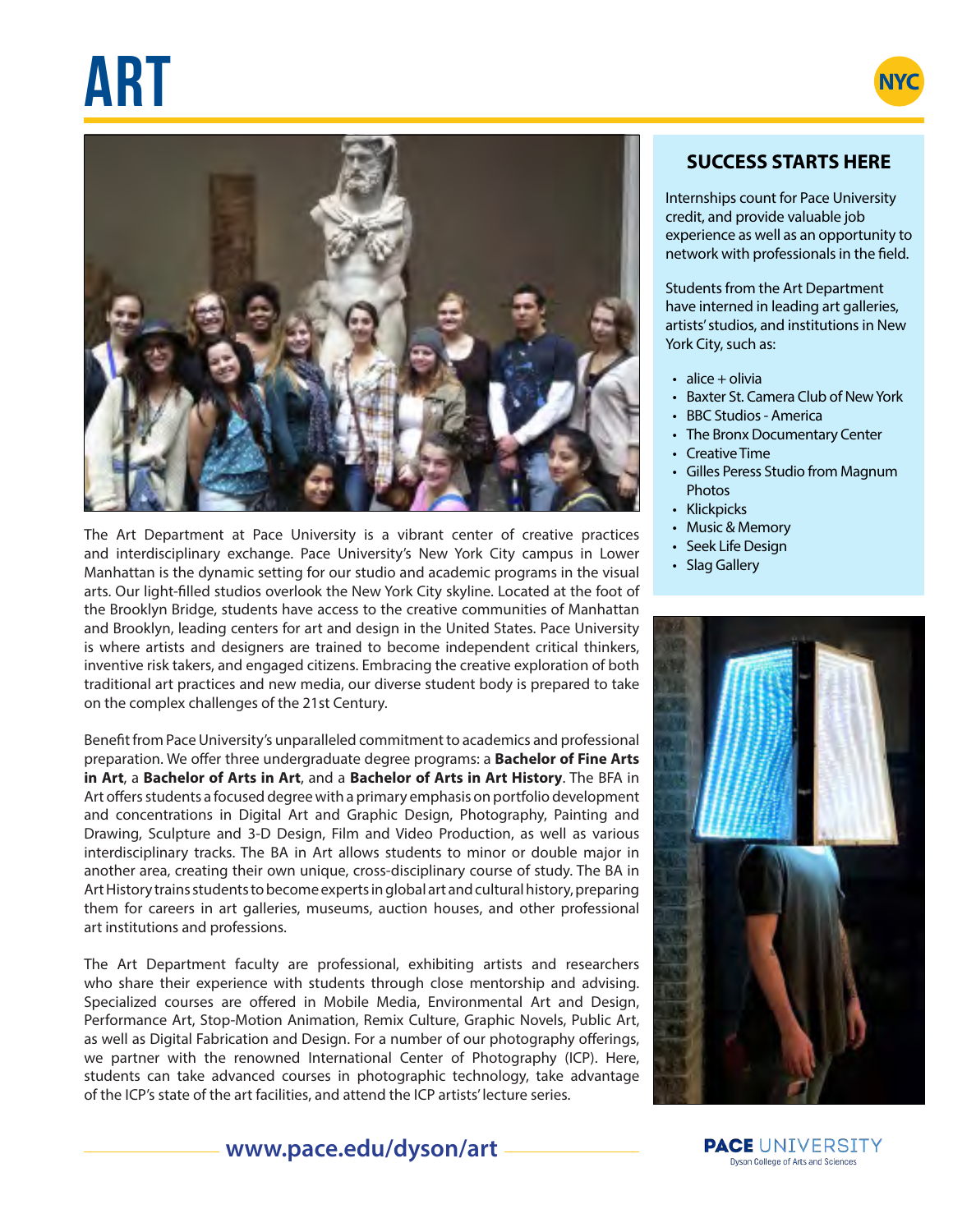# ART

NYC

The Art Department at Pace University is a vibrant center of creative practices and interdisciplinary exchange. Pace University's New York City campus in Lower Manhattan is the dynamic setting for our studio and academic programs in the visual arts. Our light-filled studios overlook the New York City skyline. Located at the foot of the Brooklyn Bridge, students have access to the creative communities of Manhattan and Brooklyn, leading centers for art and design in the United States. Pace University is where artists and designers are trained to become independent critical thinkers, inventive risk takers, and engaged citizens. Embracing the creative exploration of both traditional art practices and new media, our diverse student body is prepared to take on the complex challenges of the 21st Century.

Benefit from Pace University's unparalleled commitment to academics and professional preparation. We offer three undergraduate degree programs: a **Bachelor of Fine Arts in Art**, a **Bachelor of Arts in Art**, and a **Bachelor of Arts in Art History**. The BFA in Art offers students a focused degree with a primary emphasis on portfolio development and concentrations in Digital Art and Graphic Design, Photography, Painting and Drawing, Sculpture and 3-D Design, Film and Video Production, as well as various interdisciplinary tracks. The BA in Art allows students to minor or double major in another area, creating their own unique, cross-disciplinary course of study. The BA in Art History trains students to become experts in global art and cultural history, preparing them for careers in art galleries, museums, auction houses, and other professional art institutions and professions.

The Art Department faculty are professional, exhibiting artists and researchers who share their experience with students through close mentorship and advising. Specialized courses are offered in Mobile Media, Environmental Art and Design, Performance Art, Stop-Motion Animation, Remix Culture, Graphic Novels, Public Art, as well as Digital Fabrication and Design. For a number of our photography offerings, we partner with the renowned International Center of Photography (ICP). Here, students can take advanced courses in photographic technology, take advantage of the ICP's state of the art facilities, and attend the ICP artists' lecture series.

## SUCCESS STARTS HERE

Internships count for Pace University credit, and provide valuable job experience as well as an opportunity to network with professionals in the field.

Students from the Art Department have interned in leading art galleries, artists' studios, and institutions in New York City, such as:

- alice + olivia
- Baxter St. Camera Club of New York
- BBC Studios - America
- The Bronx Documentary Center
- Creative Time
- Gilles Peress Studio from Magnum Photos
- Klickpicks
- Music & Memory
- Seek Life Design
- Slag Gallery

**www.pace.edu/dyson/art**

PACE UNIVERSITY
Dyson College of Arts and Sciences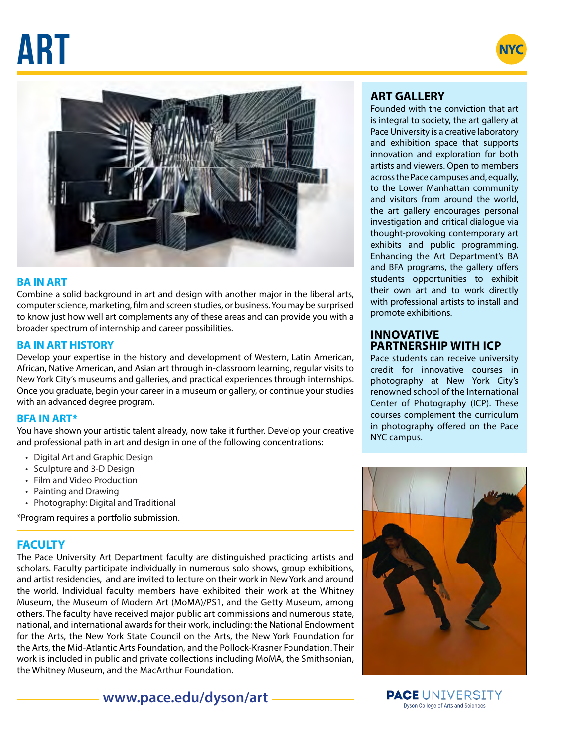# ART

NYC

## BA IN ART

Combine a solid background in art and design with another major in the liberal arts, computer science, marketing, film and screen studies, or business. You may be surprised to know just how well art complements any of these areas and can provide you with a broader spectrum of internship and career possibilities.

## BA IN ART HISTORY

Develop your expertise in the history and development of Western, Latin American, African, Native American, and Asian art through in-classroom learning, regular visits to New York City's museums and galleries, and practical experiences through internships. Once you graduate, begin your career in a museum or gallery, or continue your studies with an advanced degree program.

## BFA IN ART*

You have shown your artistic talent already, now take it further. Develop your creative and professional path in art and design in one of the following concentrations:

- Digital Art and Graphic Design
- Sculpture and 3-D Design
- Film and Video Production
- Painting and Drawing
- Photography: Digital and Traditional

*Program requires a portfolio submission.

## FACULTY

The Pace University Art Department faculty are distinguished practicing artists and scholars. Faculty participate individually in numerous solo shows, group exhibitions, and artist residencies, and are invited to lecture on their work in New York and around the world. Individual faculty members have exhibited their work at the Whitney Museum, the Museum of Modern Art (MoMA)/PS1, and the Getty Museum, among others. The faculty have received major public art commissions and numerous state, national, and international awards for their work, including: the National Endowment for the Arts, the New York State Council on the Arts, the New York Foundation for the Arts, the Mid-Atlantic Arts Foundation, and the Pollock-Krasner Foundation. Their work is included in public and private collections including MoMA, the Smithsonian, the Whitney Museum, and the MacArthur Foundation.

## ART GALLERY

Founded with the conviction that art is integral to society, the art gallery at Pace University is a creative laboratory and exhibition space that supports innovation and exploration for both artists and viewers. Open to members across the Pace campuses and, equally, to the Lower Manhattan community and visitors from around the world, the art gallery encourages personal investigation and critical dialogue via thought-provoking contemporary art exhibits and public programming. Enhancing the Art Department's BA and BFA programs, the gallery offers students opportunities to exhibit their own art and to work directly with professional artists to install and promote exhibitions.

## INNOVATIVE PARTNERSHIP WITH ICP

Pace students can receive university credit for innovative courses in photography at New York City's renowned school of the International Center of Photography (ICP). These courses complement the curriculum in photography offered on the Pace NYC campus.

**www.pace.edu/dyson/art**

PACE UNIVERSITY
Dyson College of Arts and Sciences